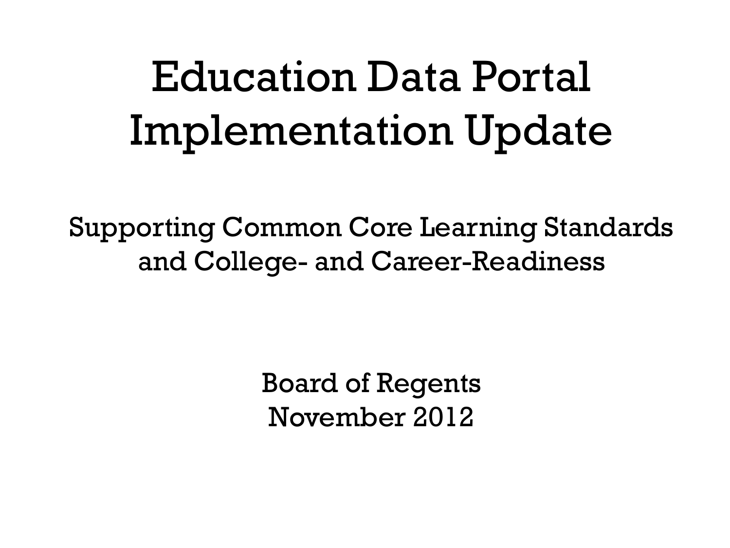# Education Data Portal Implementation Update

Supporting Common Core Learning Standards and College- and Career-Readiness

Board of Regents
November 2012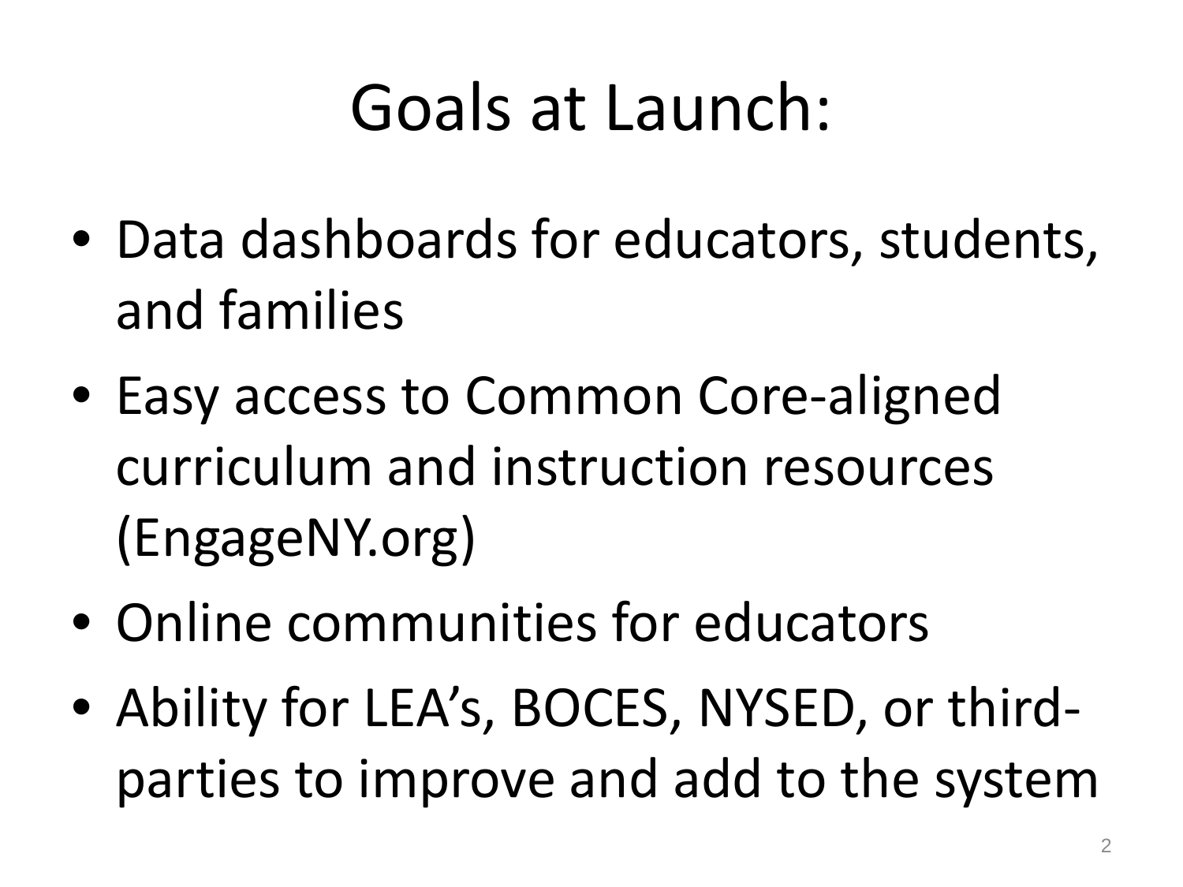# Goals at Launch:

- Data dashboards for educators, students, and families
- Easy access to Common Core-aligned curriculum and instruction resources (EngageNY.org)
- Online communities for educators
- Ability for LEA's, BOCES, NYSED, or third-parties to improve and add to the system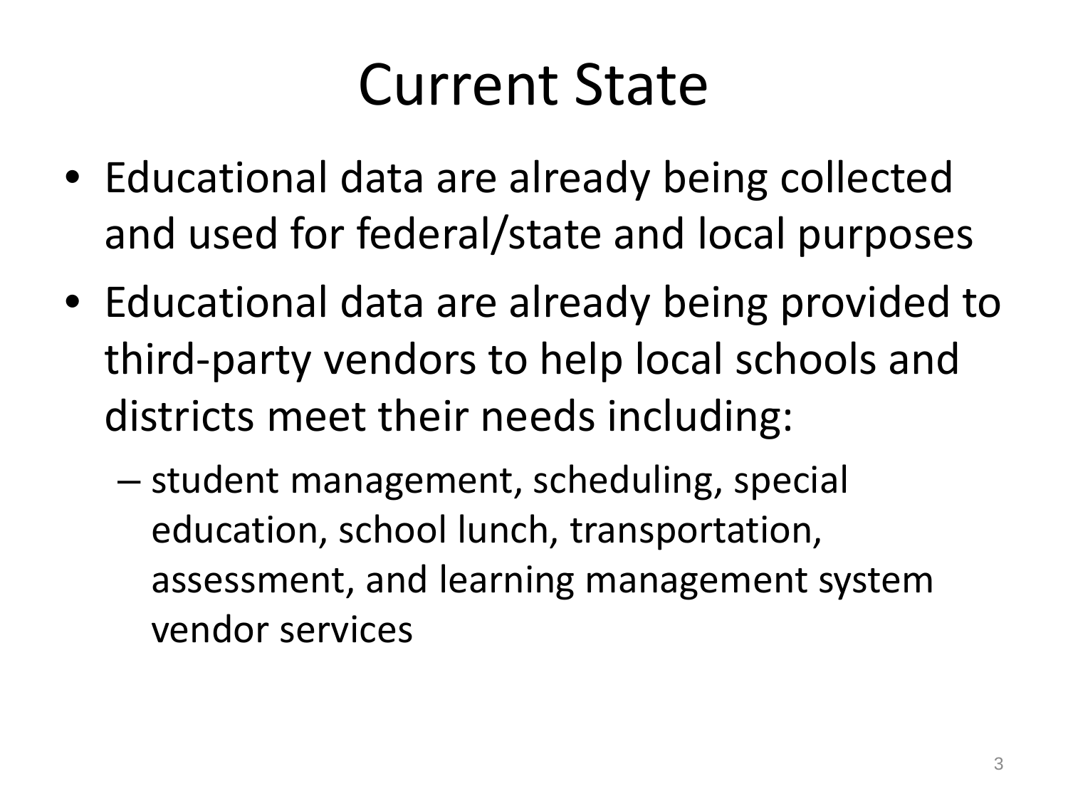# Current State

- Educational data are already being collected and used for federal/state and local purposes
- Educational data are already being provided to third-party vendors to help local schools and districts meet their needs including:
  - student management, scheduling, special education, school lunch, transportation, assessment, and learning management system vendor services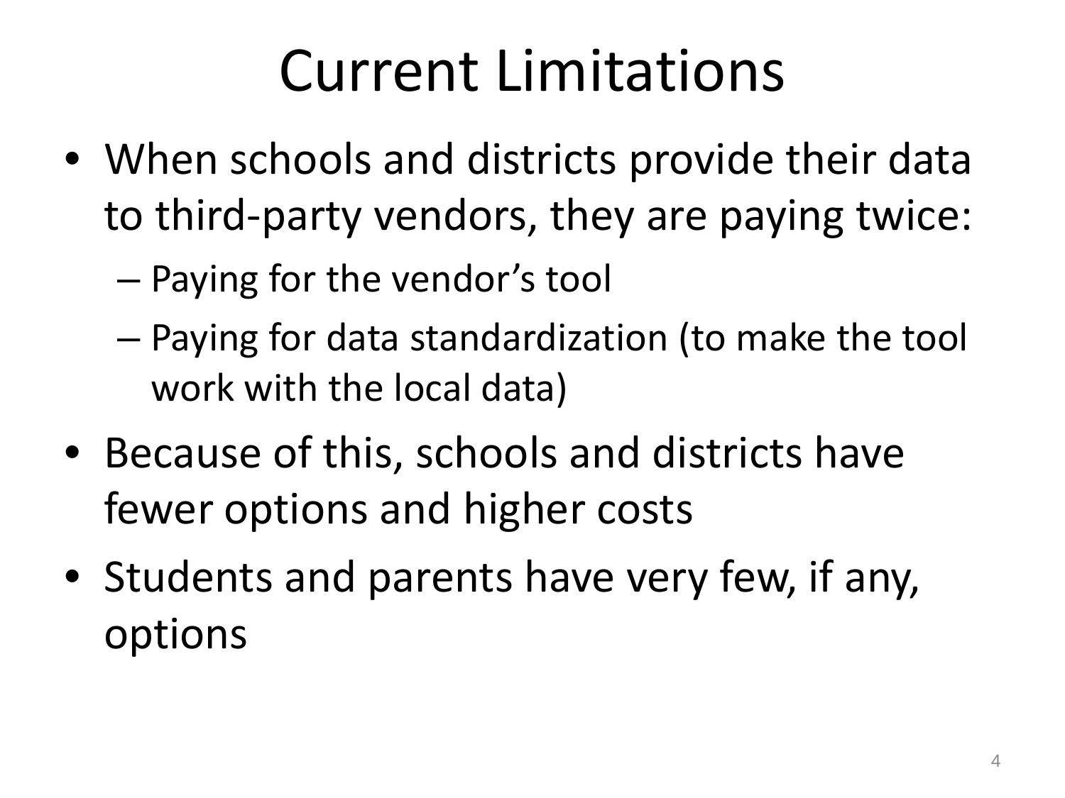# Current Limitations

- When schools and districts provide their data to third-party vendors, they are paying twice:
  - Paying for the vendor's tool
  - Paying for data standardization (to make the tool work with the local data)
- Because of this, schools and districts have fewer options and higher costs
- Students and parents have very few, if any, options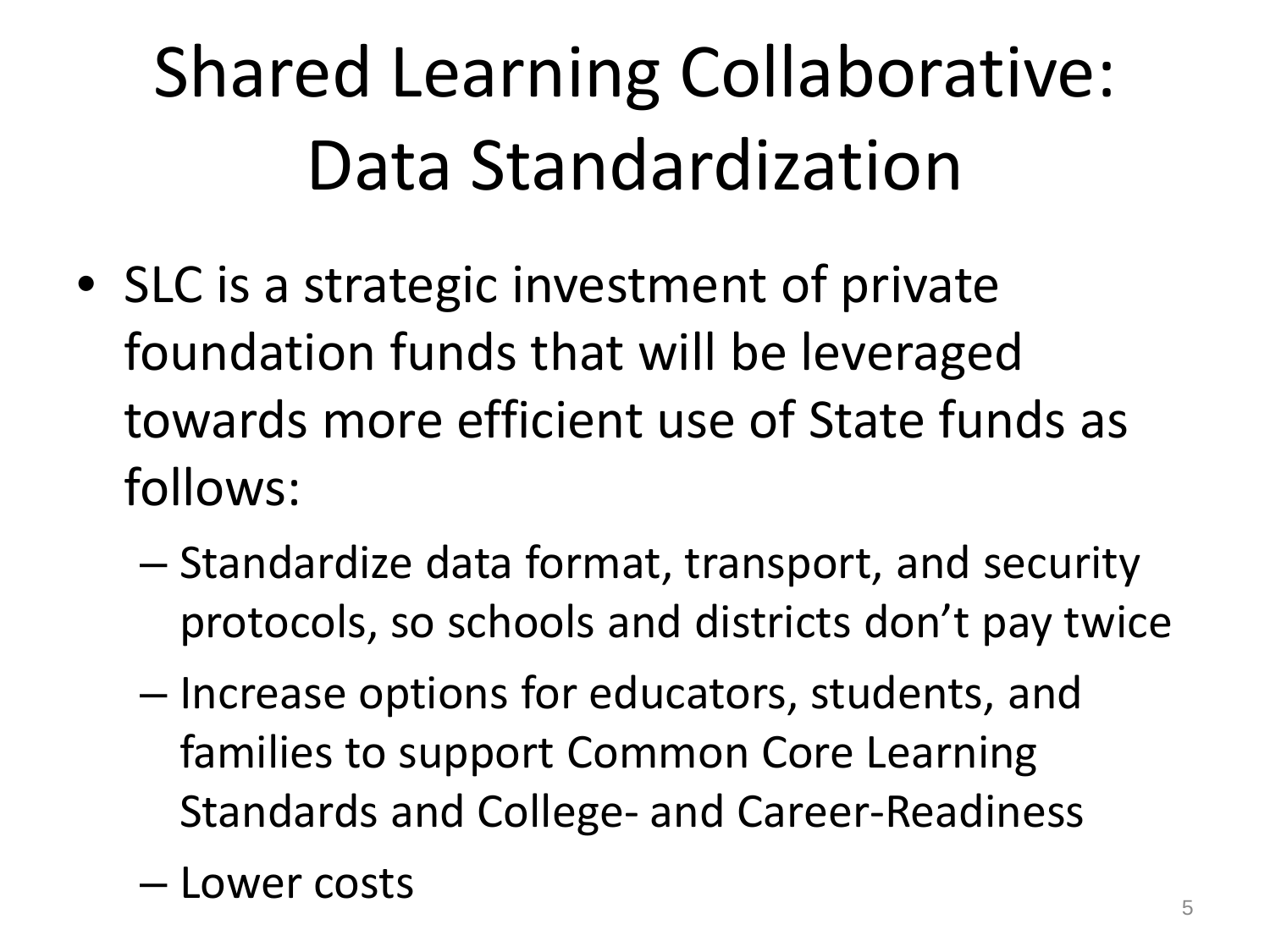# Shared Learning Collaborative: Data Standardization

- SLC is a strategic investment of private foundation funds that will be leveraged towards more efficient use of State funds as follows:
  - Standardize data format, transport, and security protocols, so schools and districts don't pay twice
  - Increase options for educators, students, and families to support Common Core Learning Standards and College- and Career-Readiness
  - Lower costs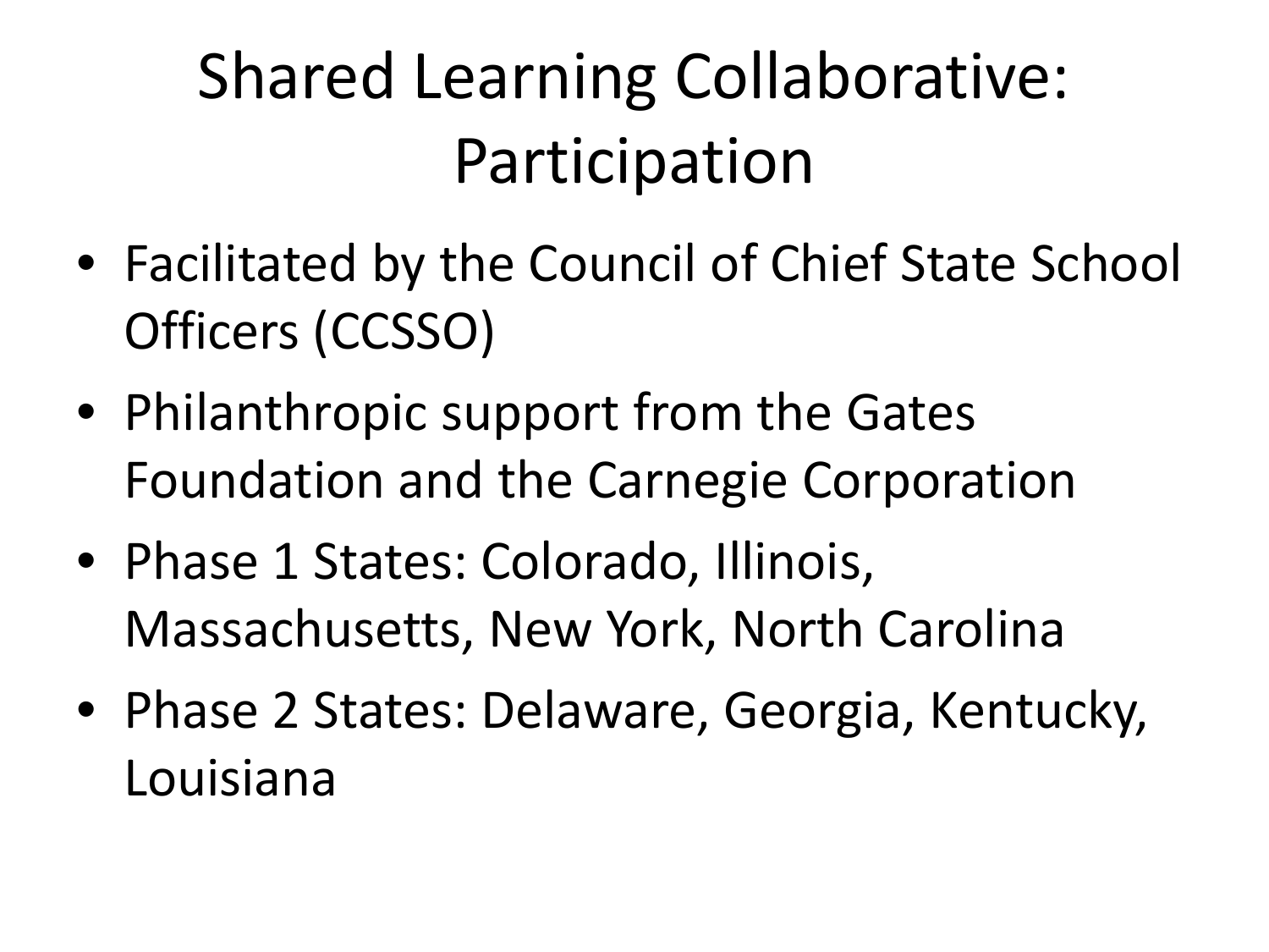# Shared Learning Collaborative: Participation

- Facilitated by the Council of Chief State School Officers (CCSSO)
- Philanthropic support from the Gates Foundation and the Carnegie Corporation
- Phase 1 States: Colorado, Illinois, Massachusetts, New York, North Carolina
- Phase 2 States: Delaware, Georgia, Kentucky, Louisiana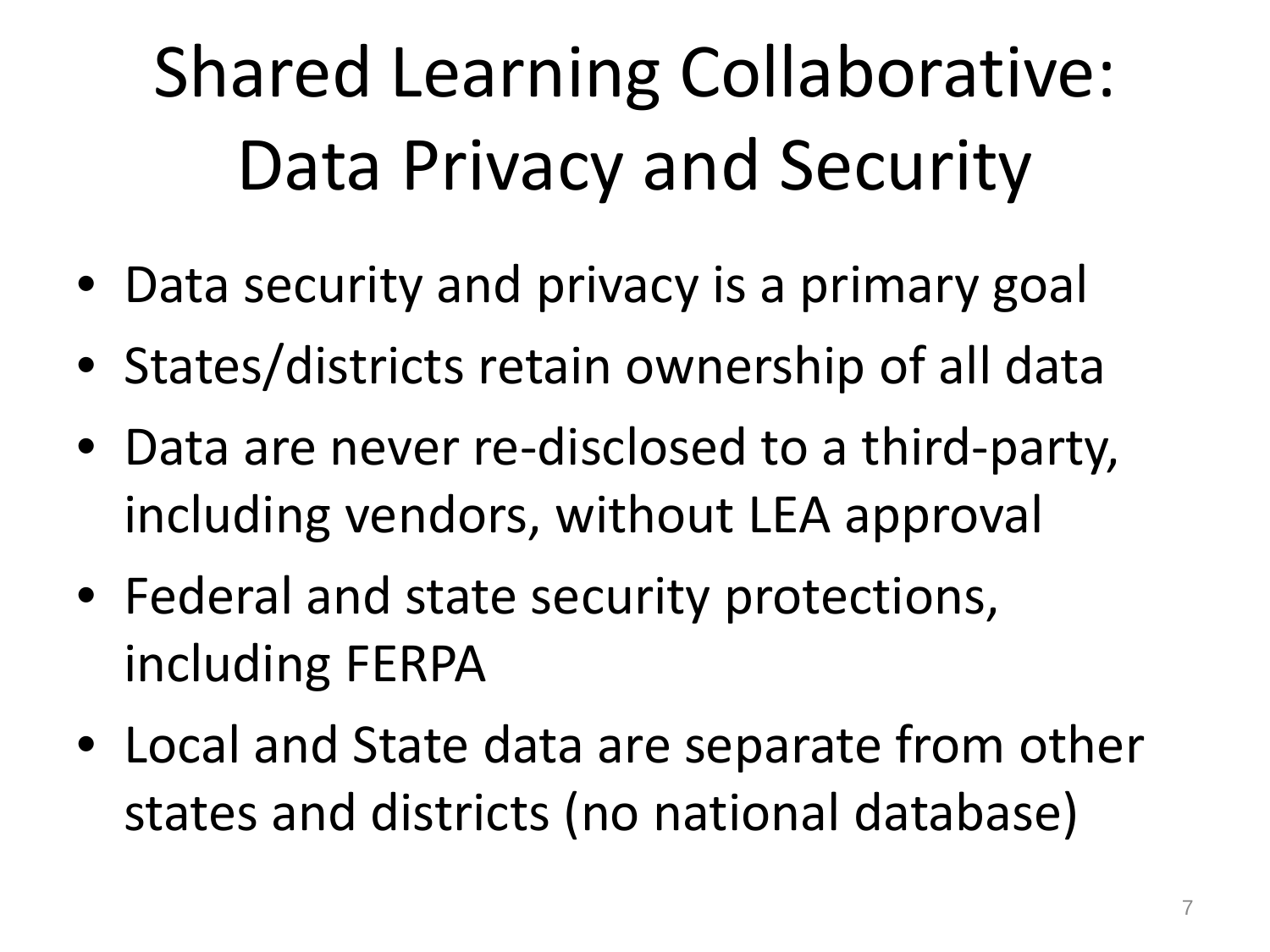# Shared Learning Collaborative: Data Privacy and Security

- Data security and privacy is a primary goal
- States/districts retain ownership of all data
- Data are never re-disclosed to a third-party, including vendors, without LEA approval
- Federal and state security protections, including FERPA
- Local and State data are separate from other states and districts (no national database)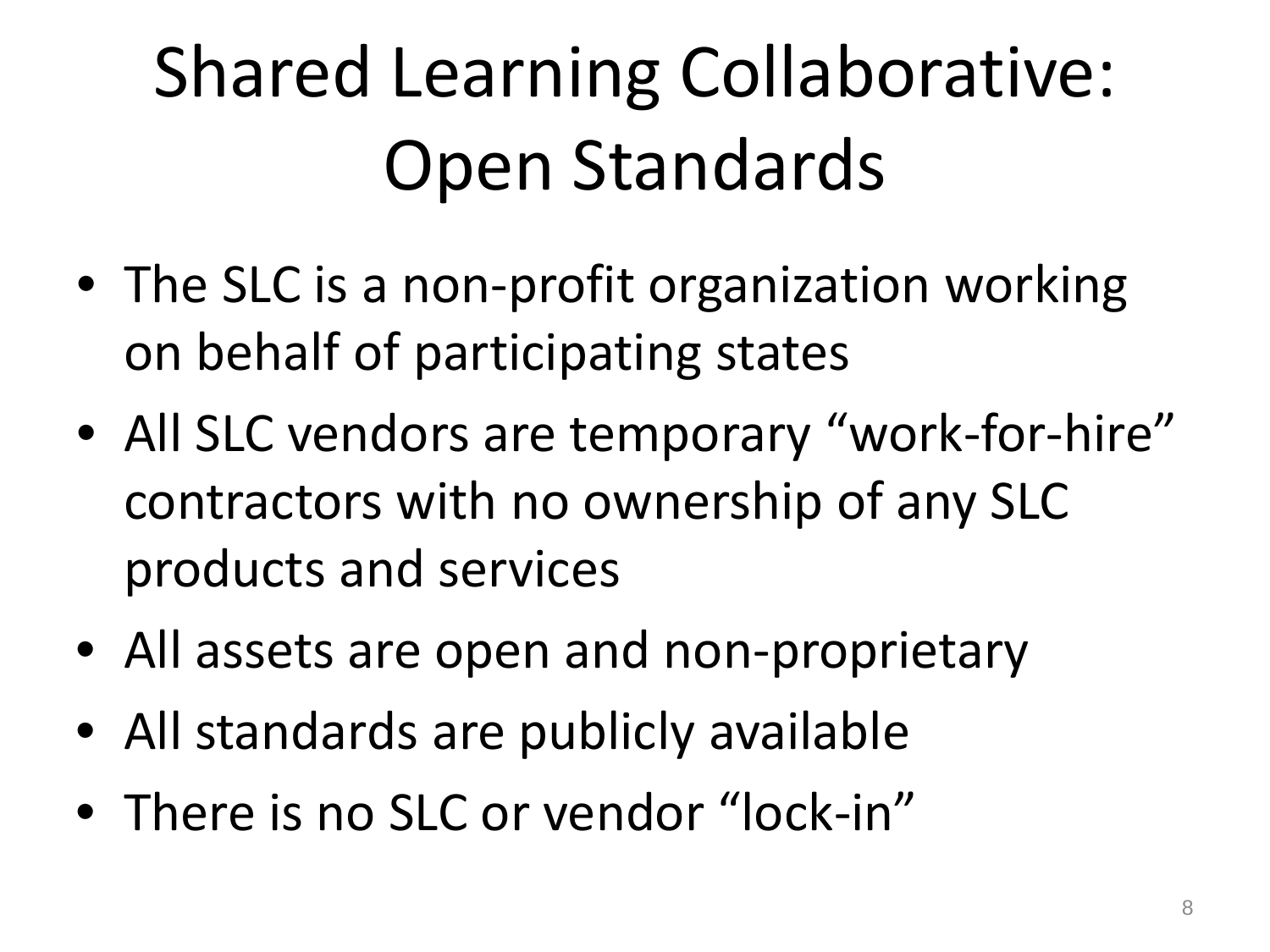# Shared Learning Collaborative: Open Standards

- The SLC is a non-profit organization working on behalf of participating states
- All SLC vendors are temporary "work-for-hire" contractors with no ownership of any SLC products and services
- All assets are open and non-proprietary
- All standards are publicly available
- There is no SLC or vendor "lock-in"